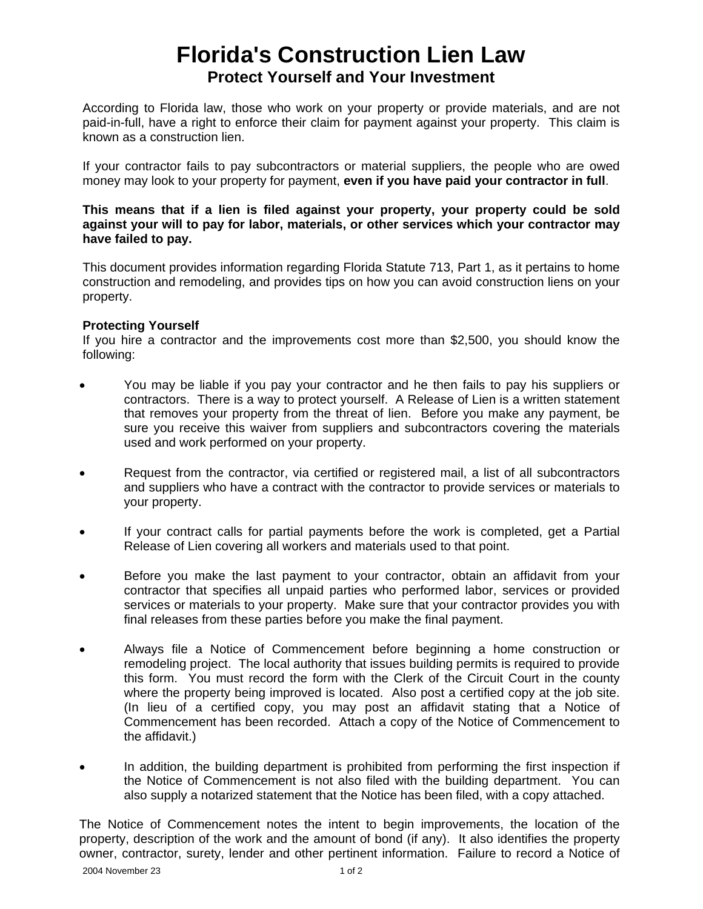# Florida's Construction Lien Law

## Protect Yourself and Your Investment

According to Florida law, those who work on your property or provide materials, and are not paid-in-full, have a right to enforce their claim for payment against your property. This claim is known as a construction lien.

If your contractor fails to pay subcontractors or material suppliers, the people who are owed money may look to your property for payment, **even if you have paid your contractor in full**.

**This means that if a lien is filed against your property, your property could be sold against your will to pay for labor, materials, or other services which your contractor may have failed to pay.**

This document provides information regarding Florida Statute 713, Part 1, as it pertains to home construction and remodeling, and provides tips on how you can avoid construction liens on your property.

**Protecting Yourself**

If you hire a contractor and the improvements cost more than $2,500, you should know the following:

- You may be liable if you pay your contractor and he then fails to pay his suppliers or contractors. There is a way to protect yourself. A Release of Lien is a written statement that removes your property from the threat of lien. Before you make any payment, be sure you receive this waiver from suppliers and subcontractors covering the materials used and work performed on your property.

- Request from the contractor, via certified or registered mail, a list of all subcontractors and suppliers who have a contract with the contractor to provide services or materials to your property.

- If your contract calls for partial payments before the work is completed, get a Partial Release of Lien covering all workers and materials used to that point.

- Before you make the last payment to your contractor, obtain an affidavit from your contractor that specifies all unpaid parties who performed labor, services or provided services or materials to your property. Make sure that your contractor provides you with final releases from these parties before you make the final payment.

- Always file a Notice of Commencement before beginning a home construction or remodeling project. The local authority that issues building permits is required to provide this form. You must record the form with the Clerk of the Circuit Court in the county where the property being improved is located. Also post a certified copy at the job site. (In lieu of a certified copy, you may post an affidavit stating that a Notice of Commencement has been recorded. Attach a copy of the Notice of Commencement to the affidavit.)

- In addition, the building department is prohibited from performing the first inspection if the Notice of Commencement is not also filed with the building department. You can also supply a notarized statement that the Notice has been filed, with a copy attached.

The Notice of Commencement notes the intent to begin improvements, the location of the property, description of the work and the amount of bond (if any). It also identifies the property owner, contractor, surety, lender and other pertinent information. Failure to record a Notice of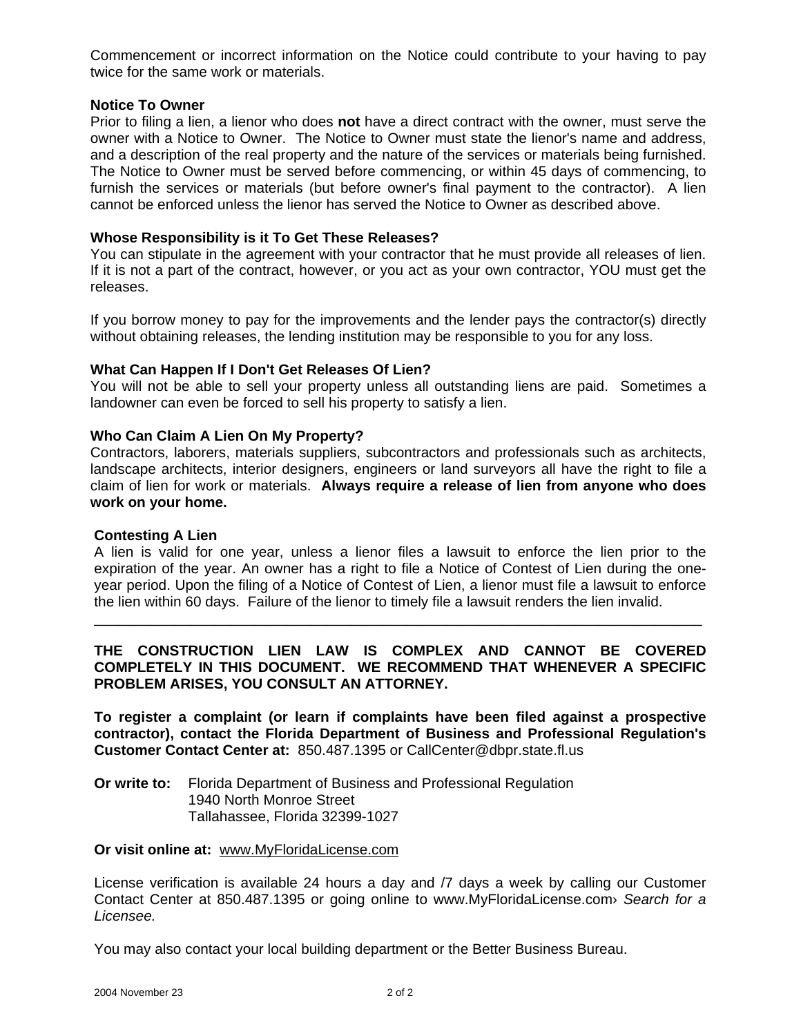Commencement or incorrect information on the Notice could contribute to your having to pay twice for the same work or materials.

**Notice To Owner**

Prior to filing a lien, a lienor who does **not** have a direct contract with the owner, must serve the owner with a Notice to Owner. The Notice to Owner must state the lienor's name and address, and a description of the real property and the nature of the services or materials being furnished. The Notice to Owner must be served before commencing, or within 45 days of commencing, to furnish the services or materials (but before owner's final payment to the contractor). A lien cannot be enforced unless the lienor has served the Notice to Owner as described above.

**Whose Responsibility is it To Get These Releases?**

You can stipulate in the agreement with your contractor that he must provide all releases of lien. If it is not a part of the contract, however, or you act as your own contractor, YOU must get the releases.

If you borrow money to pay for the improvements and the lender pays the contractor(s) directly without obtaining releases, the lending institution may be responsible to you for any loss.

**What Can Happen If I Don't Get Releases Of Lien?**

You will not be able to sell your property unless all outstanding liens are paid. Sometimes a landowner can even be forced to sell his property to satisfy a lien.

**Who Can Claim A Lien On My Property?**

Contractors, laborers, materials suppliers, subcontractors and professionals such as architects, landscape architects, interior designers, engineers or land surveyors all have the right to file a claim of lien for work or materials. **Always require a release of lien from anyone who does work on your home.**

**Contesting A Lien**

A lien is valid for one year, unless a lienor files a lawsuit to enforce the lien prior to the expiration of the year. An owner has a right to file a Notice of Contest of Lien during the one-year period. Upon the filing of a Notice of Contest of Lien, a lienor must file a lawsuit to enforce the lien within 60 days. Failure of the lienor to timely file a lawsuit renders the lien invalid.

---

**THE CONSTRUCTION LIEN LAW IS COMPLEX AND CANNOT BE COVERED COMPLETELY IN THIS DOCUMENT. WE RECOMMEND THAT WHENEVER A SPECIFIC PROBLEM ARISES, YOU CONSULT AN ATTORNEY.**

**To register a complaint (or learn if complaints have been filed against a prospective contractor), contact the Florida Department of Business and Professional Regulation's Customer Contact Center at:** 850.487.1395 or CallCenter@dbpr.state.fl.us

**Or write to:** Florida Department of Business and Professional Regulation
1940 North Monroe Street
Tallahassee, Florida 32399-1027

**Or visit online at:** www.MyFloridaLicense.com

License verification is available 24 hours a day and /7 days a week by calling our Customer Contact Center at 850.487.1395 or going online to www.MyFloridaLicense.com› *Search for a Licensee.*

You may also contact your local building department or the Better Business Bureau.

2004 November 23